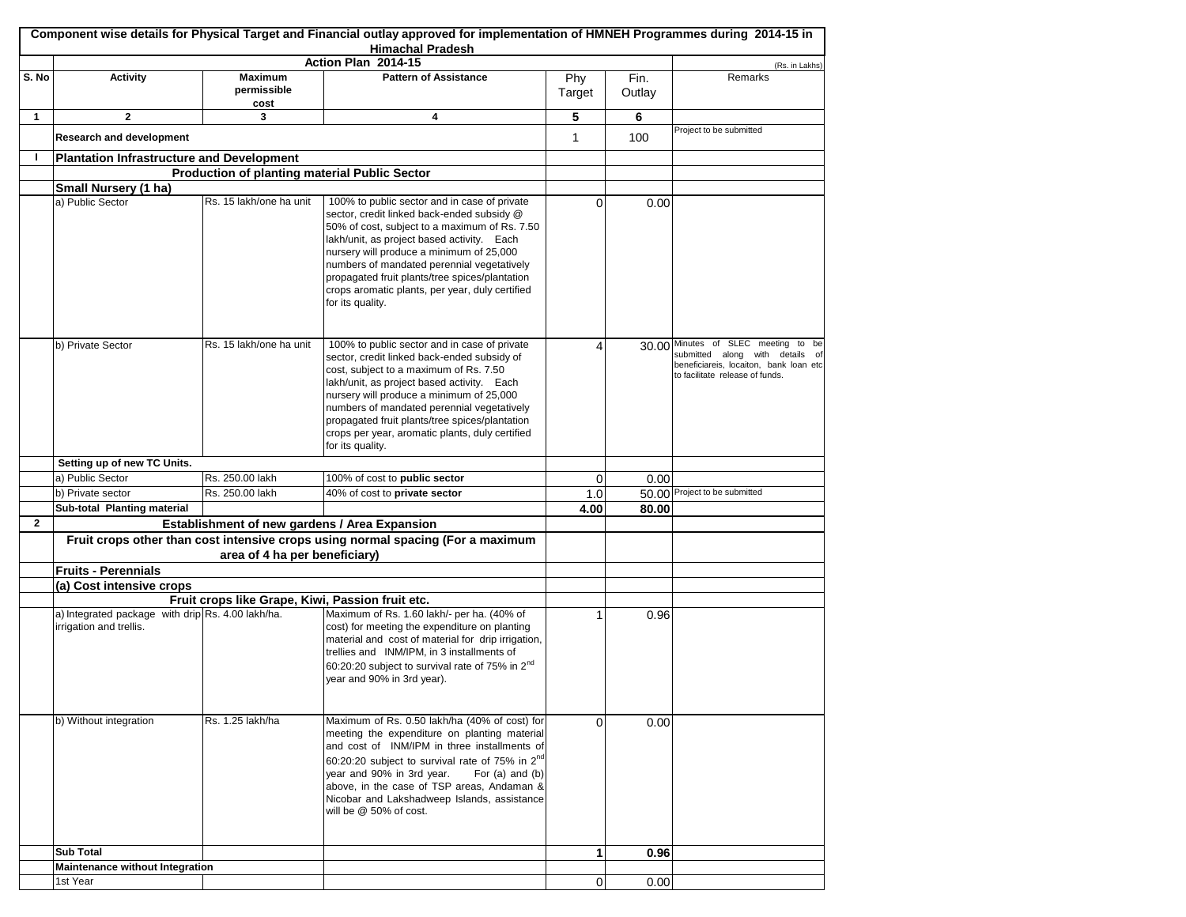**Component wise details for Physical Target and Financial outlay approved for implementation of HMNEH Programmes during 2014-15 in Himachal Pradesh**

| | Action Plan 2014-15 | | | | | (Rs. in Lakhs) |
|---|---|---|---|---|---|---|
| **S. No** | **Activity** | **Maximum permissible cost** | **Pattern of Assistance** | Phy Target | Fin. Outlay | Remarks |
| **1** | **2** | **3** | **4** | **5** | **6** | |
| | **Research and development** | | | 1 | 100 | Project to be submitted |
| **I** | **Plantation Infrastructure and Development** | | | | | |
| | **Production of planting material Public Sector** | | | | | |
| | **Small Nursery (1 ha)** | | | | | |
| | a) Public Sector | Rs. 15 lakh/one ha unit | 100% to public sector and in case of private sector, credit linked back-ended subsidy @ 50% of cost, subject to a maximum of Rs. 7.50 lakh/unit, as project based activity. Each nursery will produce a minimum of 25,000 numbers of mandated perennial vegetatively propagated fruit plants/tree spices/plantation crops aromatic plants, per year, duly certified for its quality. | 0 | 0.00 | |
| | b) Private Sector | Rs. 15 lakh/one ha unit | 100% to public sector and in case of private sector, credit linked back-ended subsidy of cost, subject to a maximum of Rs. 7.50 lakh/unit, as project based activity. Each nursery will produce a minimum of 25,000 numbers of mandated perennial vegetatively propagated fruit plants/tree spices/plantation crops per year, aromatic plants, duly certified for its quality. | 4 | 30.00 | Minutes of SLEC meeting to be submitted along with details of beneficiareis, locaiton, bank loan etc to facilitate release of funds. |
| | **Setting up of new TC Units.** | | | | | |
| | a) Public Sector | Rs. 250.00 lakh | 100% of cost to **public sector** | 0 | 0.00 | |
| | b) Private sector | Rs. 250.00 lakh | 40% of cost to **private sector** | 1.0 | 50.00 | Project to be submitted |
| | **Sub-total Planting material** | | | **4.00** | **80.00** | |
| **2** | **Establishment of new gardens / Area Expansion** | | | | | |
| | **Fruit crops other than cost intensive crops using normal spacing (For a maximum area of 4 ha per beneficiary)** | | | | | |
| | **Fruits - Perennials** | | | | | |
| | **(a) Cost intensive crops** | | | | | |
| | **Fruit crops like Grape, Kiwi, Passion fruit etc.** | | | | | |
| | a) Integrated package with drip irrigation and trellis. | Rs. 4.00 lakh/ha. | Maximum of Rs. 1.60 lakh/- per ha. (40% of cost) for meeting the expenditure on planting material and cost of material for drip irrigation, trellies and INM/IPM, in 3 installments of 60:20:20 subject to survival rate of 75% in 2nd year and 90% in 3rd year). | 1 | 0.96 | |
| | b) Without integration | Rs. 1.25 lakh/ha | Maximum of Rs. 0.50 lakh/ha (40% of cost) for meeting the expenditure on planting material and cost of INM/IPM in three installments of 60:20:20 subject to survival rate of 75% in 2nd year and 90% in 3rd year. For (a) and (b) above, in the case of TSP areas, Andaman & Nicobar and Lakshadweep Islands, assistance will be @ 50% of cost. | 0 | 0.00 | |
| | **Sub Total** | | | **1** | **0.96** | |
| | **Maintenance without Integration** | | | | | |
| | 1st Year | | | 0 | 0.00 | |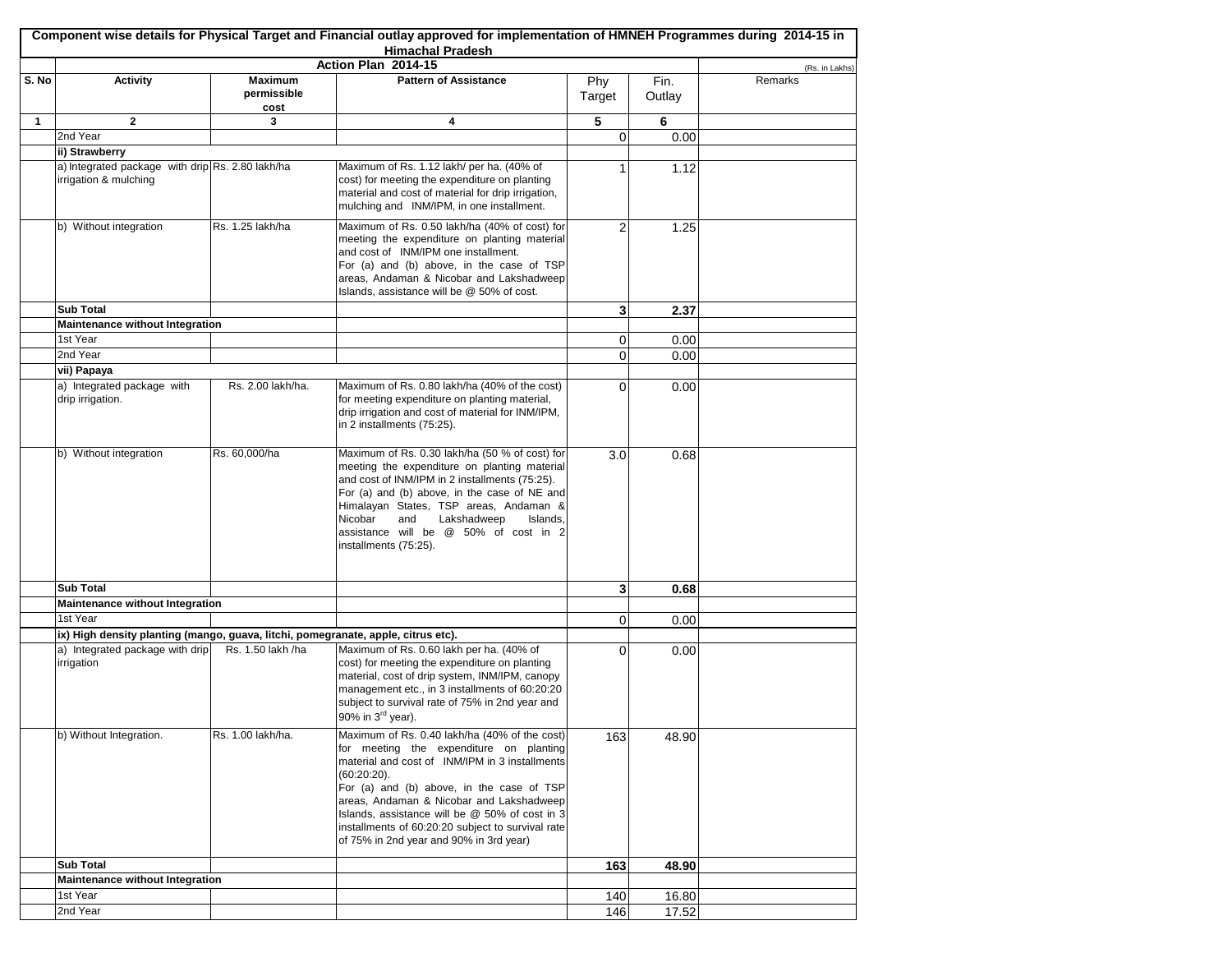**Component wise details for Physical Target and Financial outlay approved for implementation of HMNEH Programmes during 2014-15 in Himachal Pradesh**

**Action Plan 2014-15** (Rs. in Lakhs)

| S. No | Activity | Maximum permissible cost | Pattern of Assistance | Phy Target | Fin. Outlay | Remarks |
|---|---|---|---|---|---|---|
| **1** | **2** | **3** | **4** | **5** | **6** | |
| | 2nd Year | | | 0 | 0.00 | |
| | **ii) Strawberry** | | | | | |
| | a) Integrated package with drip irrigation & mulching | Rs. 2.80 lakh/ha | Maximum of Rs. 1.12 lakh/ per ha. (40% of cost) for meeting the expenditure on planting material and cost of material for drip irrigation, mulching and INM/IPM, in one installment. | 1 | 1.12 | |
| | b) Without integration | Rs. 1.25 lakh/ha | Maximum of Rs. 0.50 lakh/ha (40% of cost) for meeting the expenditure on planting material and cost of INM/IPM one installment. For (a) and (b) above, in the case of TSP areas, Andaman & Nicobar and Lakshadweep Islands, assistance will be @ 50% of cost. | 2 | 1.25 | |
| | **Sub Total** | | | **3** | **2.37** | |
| | **Maintenance without Integration** | | | | | |
| | 1st Year | | | 0 | 0.00 | |
| | 2nd Year | | | 0 | 0.00 | |
| | **vii) Papaya** | | | | | |
| | a) Integrated package with drip irrigation. | Rs. 2.00 lakh/ha. | Maximum of Rs. 0.80 lakh/ha (40% of the cost) for meeting expenditure on planting material, drip irrigation and cost of material for INM/IPM, in 2 installments (75:25). | 0 | 0.00 | |
| | b) Without integration | Rs. 60,000/ha | Maximum of Rs. 0.30 lakh/ha (50 % of cost) for meeting the expenditure on planting material and cost of INM/IPM in 2 installments (75:25). For (a) and (b) above, in the case of NE and Himalayan States, TSP areas, Andaman & Nicobar and Lakshadweep Islands, assistance will be @ 50% of cost in 2 installments (75:25). | 3.0 | 0.68 | |
| | **Sub Total** | | | **3** | **0.68** | |
| | **Maintenance without Integration** | | | | | |
| | 1st Year | | | 0 | 0.00 | |
| | **ix) High density planting (mango, guava, litchi, pomegranate, apple, citrus etc).** | | | | | |
| | a) Integrated package with drip irrigation | Rs. 1.50 lakh /ha | Maximum of Rs. 0.60 lakh per ha. (40% of cost) for meeting the expenditure on planting material, cost of drip system, INM/IPM, canopy management etc., in 3 installments of 60:20:20 subject to survival rate of 75% in 2nd year and 90% in 3rd year). | 0 | 0.00 | |
| | b) Without Integration. | Rs. 1.00 lakh/ha. | Maximum of Rs. 0.40 lakh/ha (40% of the cost) for meeting the expenditure on planting material and cost of INM/IPM in 3 installments (60:20:20). For (a) and (b) above, in the case of TSP areas, Andaman & Nicobar and Lakshadweep Islands, assistance will be @ 50% of cost in 3 installments of 60:20:20 subject to survival rate of 75% in 2nd year and 90% in 3rd year) | 163 | 48.90 | |
| | **Sub Total** | | | **163** | **48.90** | |
| | **Maintenance without Integration** | | | | | |
| | 1st Year | | | 140 | 16.80 | |
| | 2nd Year | | | 146 | 17.52 | |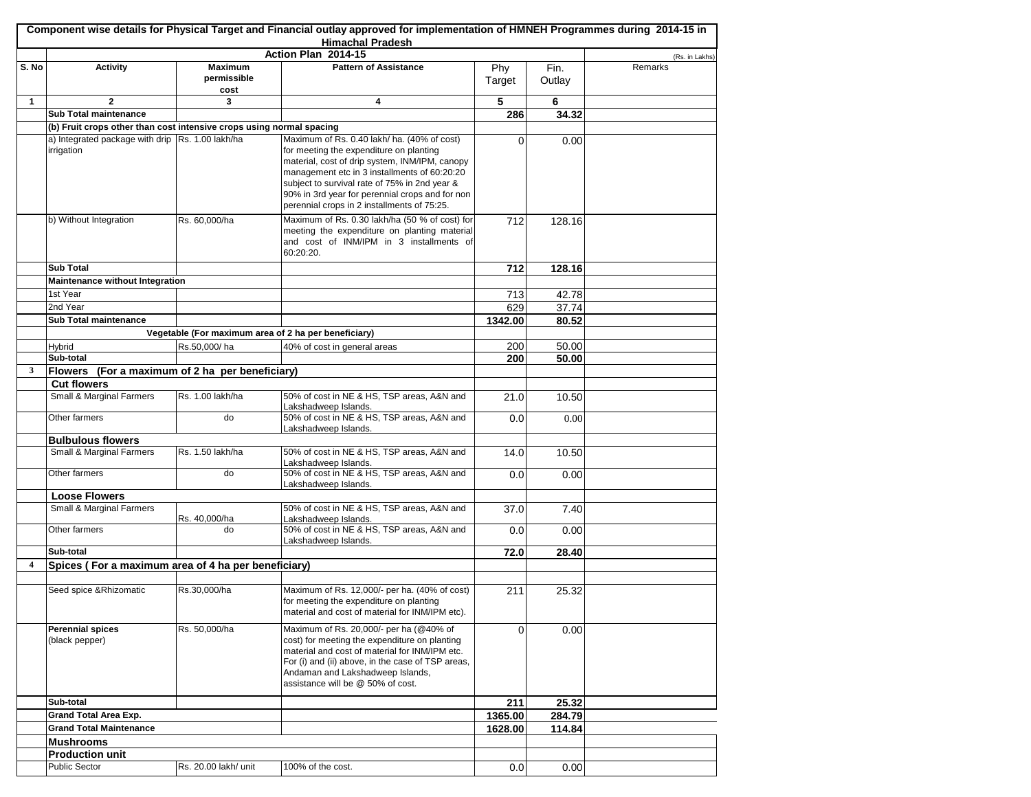| Component wise details for Physical Target and Financial outlay approved for implementation of HMNEH Programmes during 2014-15 in Himachal Pradesh | | | | | | |
|---|---|---|---|---|---|---|
| | Action Plan 2014-15 | | | | | (Rs. in Lakhs) |
| S. No | Activity | Maximum permissible cost | Pattern of Assistance | Phy Target | Fin. Outlay | Remarks |
| 1 | 2 | 3 | 4 | 5 | 6 | |
| | **Sub Total maintenance** | | | **286** | **34.32** | |
| | **(b) Fruit crops other than cost intensive crops using normal spacing** | | | | | |
| | a) Integrated package with drip irrigation | Rs. 1.00 lakh/ha | Maximum of Rs. 0.40 lakh/ ha. (40% of cost) for meeting the expenditure on planting material, cost of drip system, INM/IPM, canopy management etc in 3 installments of 60:20:20 subject to survival rate of 75% in 2nd year & 90% in 3rd year for perennial crops and for non perennial crops in 2 installments of 75:25. | 0 | 0.00 | |
| | b) Without Integration | Rs. 60,000/ha | Maximum of Rs. 0.30 lakh/ha (50 % of cost) for meeting the expenditure on planting material and cost of INM/IPM in 3 installments of 60:20:20. | 712 | 128.16 | |
| | **Sub Total** | | | **712** | **128.16** | |
| | **Maintenance without Integration** | | | | | |
| | 1st Year | | | 713 | 42.78 | |
| | 2nd Year | | | 629 | 37.74 | |
| | **Sub Total maintenance** | | | **1342.00** | **80.52** | |
| | **Vegetable (For maximum area of 2 ha per beneficiary)** | | | | | |
| | Hybrid | Rs.50,000/ ha | 40% of cost in general areas | 200 | 50.00 | |
| | **Sub-total** | | | **200** | **50.00** | |
| 3 | **Flowers (For a maximum of 2 ha per beneficiary)** | | | | | |
| | **Cut flowers** | | | | | |
| | Small & Marginal Farmers | Rs. 1.00 lakh/ha | 50% of cost in NE & HS, TSP areas, A&N and Lakshadweep Islands. | 21.0 | 10.50 | |
| | Other farmers | do | 50% of cost in NE & HS, TSP areas, A&N and Lakshadweep Islands. | 0.0 | 0.00 | |
| | **Bulbulous flowers** | | | | | |
| | Small & Marginal Farmers | Rs. 1.50 lakh/ha | 50% of cost in NE & HS, TSP areas, A&N and Lakshadweep Islands. | 14.0 | 10.50 | |
| | Other farmers | do | 50% of cost in NE & HS, TSP areas, A&N and Lakshadweep Islands. | 0.0 | 0.00 | |
| | **Loose Flowers** | | | | | |
| | Small & Marginal Farmers | Rs. 40,000/ha | 50% of cost in NE & HS, TSP areas, A&N and Lakshadweep Islands. | 37.0 | 7.40 | |
| | Other farmers | do | 50% of cost in NE & HS, TSP areas, A&N and Lakshadweep Islands. | 0.0 | 0.00 | |
| | **Sub-total** | | | **72.0** | **28.40** | |
| 4 | **Spices ( For a maximum area of 4 ha per beneficiary)** | | | | | |
| | | | | | | |
| | Seed spice &Rhizomatic | Rs.30,000/ha | Maximum of Rs. 12,000/- per ha. (40% of cost) for meeting the expenditure on planting material and cost of material for INM/IPM etc). | 211 | 25.32 | |
| | **Perennial spices** (black pepper) | Rs. 50,000/ha | Maximum of Rs. 20,000/- per ha (@40% of cost) for meeting the expenditure on planting material and cost of material for INM/IPM etc. For (i) and (ii) above, in the case of TSP areas, Andaman and Lakshadweep Islands, assistance will be @ 50% of cost. | 0 | 0.00 | |
| | **Sub-total** | | | **211** | **25.32** | |
| | **Grand Total Area Exp.** | | | **1365.00** | **284.79** | |
| | **Grand Total Maintenance** | | | **1628.00** | **114.84** | |
| | **Mushrooms** | | | | | |
| | **Production unit** | | | | | |
| | Public Sector | Rs. 20.00 lakh/ unit | 100% of the cost. | 0.0 | 0.00 | |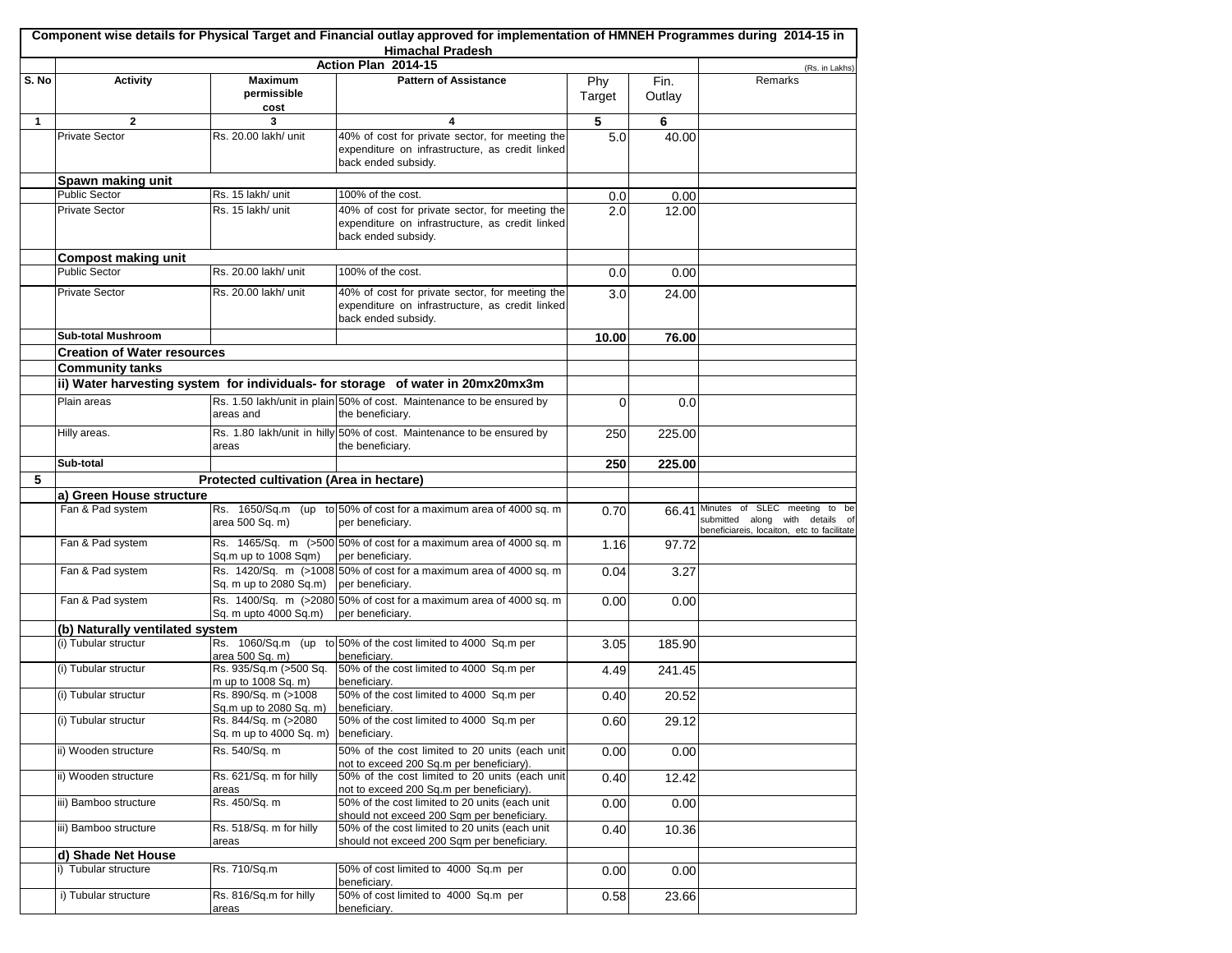**Component wise details for Physical Target and Financial outlay approved for implementation of HMNEH Programmes during 2014-15 in Himachal Pradesh**

| | Action Plan 2014-15 | | | | | (Rs. in Lakhs) |
|---|---|---|---|---|---|---|
| S. No | Activity | Maximum permissible cost | Pattern of Assistance | Phy Target | Fin. Outlay | Remarks |
| 1 | 2 | 3 | 4 | 5 | 6 | |
| | Private Sector | Rs. 20.00 lakh/ unit | 40% of cost for private sector, for meeting the expenditure on infrastructure, as credit linked back ended subsidy. | 5.0 | 40.00 | |
| | **Spawn making unit** | | | | | |
| | Public Sector | Rs. 15 lakh/ unit | 100% of the cost. | 0.0 | 0.00 | |
| | Private Sector | Rs. 15 lakh/ unit | 40% of cost for private sector, for meeting the expenditure on infrastructure, as credit linked back ended subsidy. | 2.0 | 12.00 | |
| | **Compost making unit** | | | | | |
| | Public Sector | Rs. 20.00 lakh/ unit | 100% of the cost. | 0.0 | 0.00 | |
| | Private Sector | Rs. 20.00 lakh/ unit | 40% of cost for private sector, for meeting the expenditure on infrastructure, as credit linked back ended subsidy. | 3.0 | 24.00 | |
| | **Sub-total Mushroom** | | | **10.00** | **76.00** | |
| | **Creation of Water resources** | | | | | |
| | **Community tanks** | | | | | |
| | **ii) Water harvesting system for individuals- for storage of water in 20mx20mx3m** | | | | | |
| | Plain areas | Rs. 1.50 lakh/unit in plain areas and | 50% of cost. Maintenance to be ensured by the beneficiary. | 0 | 0.0 | |
| | Hilly areas. | Rs. 1.80 lakh/unit in hilly areas | 50% of cost. Maintenance to be ensured by the beneficiary. | 250 | 225.00 | |
| | **Sub-total** | | | **250** | **225.00** | |
| **5** | **Protected cultivation (Area in hectare)** | | | | | |
| | **a) Green House structure** | | | | | |
| | Fan & Pad system | Rs. 1650/Sq.m (up to area 500 Sq. m) | 50% of cost for a maximum area of 4000 sq. m per beneficiary. | 0.70 | 66.41 | Minutes of SLEC meeting to be submitted along with details of beneficiareis, locaiton, etc to facilitate |
| | Fan & Pad system | Rs. 1465/Sq. m (>500 Sq.m up to 1008 Sqm) | 50% of cost for a maximum area of 4000 sq. m per beneficiary. | 1.16 | 97.72 | |
| | Fan & Pad system | Rs. 1420/Sq. m (>1008 Sq. m up to 2080 Sq.m) | 50% of cost for a maximum area of 4000 sq. m per beneficiary. | 0.04 | 3.27 | |
| | Fan & Pad system | Rs. 1400/Sq. m (>2080 Sq. m upto 4000 Sq.m) | 50% of cost for a maximum area of 4000 sq. m per beneficiary. | 0.00 | 0.00 | |
| | **(b) Naturally ventilated system** | | | | | |
| | (i) Tubular structur | Rs. 1060/Sq.m (up to area 500 Sq. m) | 50% of the cost limited to 4000 Sq.m per beneficiary. | 3.05 | 185.90 | |
| | (i) Tubular structur | Rs. 935/Sq.m (>500 Sq. m up to 1008 Sq. m) | 50% of the cost limited to 4000 Sq.m per beneficiary. | 4.49 | 241.45 | |
| | (i) Tubular structur | Rs. 890/Sq. m (>1008 Sq.m up to 2080 Sq. m) | 50% of the cost limited to 4000 Sq.m per beneficiary. | 0.40 | 20.52 | |
| | (i) Tubular structur | Rs. 844/Sq. m (>2080 Sq. m up to 4000 Sq. m) | 50% of the cost limited to 4000 Sq.m per beneficiary. | 0.60 | 29.12 | |
| | ii) Wooden structure | Rs. 540/Sq. m | 50% of the cost limited to 20 units (each unit not to exceed 200 Sq.m per beneficiary). | 0.00 | 0.00 | |
| | ii) Wooden structure | Rs. 621/Sq. m for hilly areas | 50% of the cost limited to 20 units (each unit not to exceed 200 Sq.m per beneficiary). | 0.40 | 12.42 | |
| | iii) Bamboo structure | Rs. 450/Sq. m | 50% of the cost limited to 20 units (each unit should not exceed 200 Sqm per beneficiary. | 0.00 | 0.00 | |
| | iii) Bamboo structure | Rs. 518/Sq. m for hilly areas | 50% of the cost limited to 20 units (each unit should not exceed 200 Sqm per beneficiary. | 0.40 | 10.36 | |
| | **d) Shade Net House** | | | | | |
| | i) Tubular structure | Rs. 710/Sq.m | 50% of cost limited to 4000 Sq.m per beneficiary. | 0.00 | 0.00 | |
| | i) Tubular structure | Rs. 816/Sq.m for hilly areas | 50% of cost limited to 4000 Sq.m per beneficiary. | 0.58 | 23.66 | |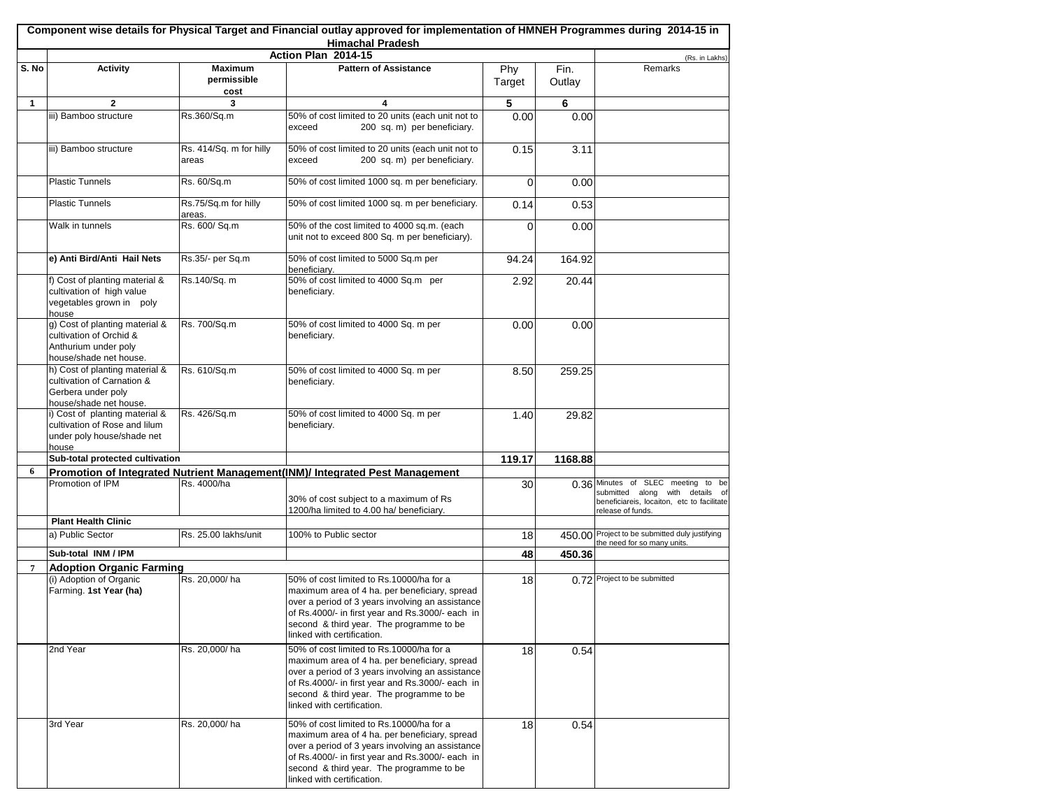# Component wise details for Physical Target and Financial outlay approved for implementation of HMNEH Programmes during 2014-15 in Himachal Pradesh

## Action Plan 2014-15

(Rs. in Lakhs)

| S. No | Activity | Maximum permissible cost | Pattern of Assistance | Phy Target | Fin. Outlay | Remarks |
|---|---|---|---|---|---|---|
| 1 | 2 | 3 | 4 | 5 | 6 | |
| | iii) Bamboo structure | Rs.360/Sq.m | 50% of cost limited to 20 units (each unit not to exceed 200 sq. m) per beneficiary. | 0.00 | 0.00 | |
| | iii) Bamboo structure | Rs. 414/Sq. m for hilly areas | 50% of cost limited to 20 units (each unit not to exceed 200 sq. m) per beneficiary. | 0.15 | 3.11 | |
| | Plastic Tunnels | Rs. 60/Sq.m | 50% of cost limited 1000 sq. m per beneficiary. | 0 | 0.00 | |
| | Plastic Tunnels | Rs.75/Sq.m for hilly areas. | 50% of cost limited 1000 sq. m per beneficiary. | 0.14 | 0.53 | |
| | Walk in tunnels | Rs. 600/ Sq.m | 50% of the cost limited to 4000 sq.m. (each unit not to exceed 800 Sq. m per beneficiary). | 0 | 0.00 | |
| | **e) Anti Bird/Anti Hail Nets** | Rs.35/- per Sq.m | 50% of cost limited to 5000 Sq.m per beneficiary. | 94.24 | 164.92 | |
| | f) Cost of planting material & cultivation of high value vegetables grown in poly house | Rs.140/Sq. m | 50% of cost limited to 4000 Sq.m per beneficiary. | 2.92 | 20.44 | |
| | g) Cost of planting material & cultivation of Orchid & Anthurium under poly house/shade net house. | Rs. 700/Sq.m | 50% of cost limited to 4000 Sq. m per beneficiary. | 0.00 | 0.00 | |
| | h) Cost of planting material & cultivation of Carnation & Gerbera under poly house/shade net house. | Rs. 610/Sq.m | 50% of cost limited to 4000 Sq. m per beneficiary. | 8.50 | 259.25 | |
| | i) Cost of planting material & cultivation of Rose and lilum under poly house/shade net house | Rs. 426/Sq.m | 50% of cost limited to 4000 Sq. m per beneficiary. | 1.40 | 29.82 | |
| | **Sub-total protected cultivation** | | | **119.17** | **1168.88** | |
| **6** | **Promotion of Integrated Nutrient Management(INM)/ Integrated Pest Management** | | | | | |
| | Promotion of IPM | Rs. 4000/ha | 30% of cost subject to a maximum of Rs 1200/ha limited to 4.00 ha/ beneficiary. | 30 | 0.36 | Minutes of SLEC meeting to be submitted along with details of beneficiareis, locaiton, etc to facilitate release of funds. |
| | **Plant Health Clinic** | | | | | |
| | a) Public Sector | Rs. 25.00 lakhs/unit | 100% to Public sector | 18 | 450.00 | Project to be submitted duly justifying the need for so many units. |
| | **Sub-total INM / IPM** | | | **48** | **450.36** | |
| **7** | **Adoption Organic Farming** | | | | | |
| | (i) Adoption of Organic Farming. **1st Year (ha)** | Rs. 20,000/ ha | 50% of cost limited to Rs.10000/ha for a maximum area of 4 ha. per beneficiary, spread over a period of 3 years involving an assistance of Rs.4000/- in first year and Rs.3000/- each in second & third year. The programme to be linked with certification. | 18 | 0.72 | Project to be submitted |
| | 2nd Year | Rs. 20,000/ ha | 50% of cost limited to Rs.10000/ha for a maximum area of 4 ha. per beneficiary, spread over a period of 3 years involving an assistance of Rs.4000/- in first year and Rs.3000/- each in second & third year. The programme to be linked with certification. | 18 | 0.54 | |
| | 3rd Year | Rs. 20,000/ ha | 50% of cost limited to Rs.10000/ha for a maximum area of 4 ha. per beneficiary, spread over a period of 3 years involving an assistance of Rs.4000/- in first year and Rs.3000/- each in second & third year. The programme to be linked with certification. | 18 | 0.54 | |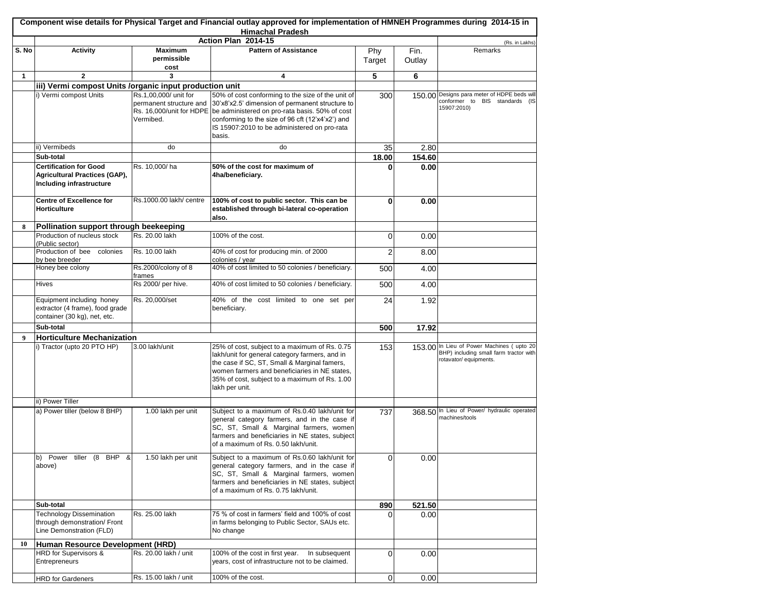**Component wise details for Physical Target and Financial outlay approved for implementation of HMNEH Programmes during 2014-15 in Himachal Pradesh**

**Action Plan 2014-15** (Rs. in Lakhs)

| S. No | Activity | Maximum permissible cost | Pattern of Assistance | Phy Target | Fin. Outlay | Remarks |
|---|---|---|---|---|---|---|
| 1 | 2 | 3 | 4 | 5 | 6 | |
| | **iii) Vermi compost Units /organic input production unit** | | | | | |
| | i) Vermi compost Units | Rs.1,00,000/ unit for permanent structure and Rs. 16,000/unit for HDPE Vermibed. | 50% of cost conforming to the size of the unit of 30'x8'x2.5' dimension of permanent structure to be administered on pro-rata basis. 50% of cost conforming to the size of 96 cft (12'x4'x2') and IS 15907:2010 to be administered on pro-rata basis. | 300 | 150.00 | Designs para meter of HDPE beds will conformer to BIS standards (IS 15907:2010) |
| | ii) Vermibeds | do | do | 35 | 2.80 | |
| | **Sub-total** | | | **18.00** | **154.60** | |
| | **Certification for Good Agricultural Practices (GAP), Including infrastructure** | Rs. 10,000/ ha | **50% of the cost for maximum of 4ha/beneficiary.** | **0** | **0.00** | |
| | **Centre of Excellence for Horticulture** | Rs.1000.00 lakh/ centre | **100% of cost to public sector. This can be established through bi-lateral co-operation also.** | **0** | **0.00** | |
| 8 | **Pollination support through beekeeping** | | | | | |
| | Production of nucleus stock (Public sector) | Rs. 20.00 lakh | 100% of the cost. | 0 | 0.00 | |
| | Production of bee colonies by bee breeder | Rs. 10.00 lakh | 40% of cost for producing min. of 2000 colonies / year | 2 | 8.00 | |
| | Honey bee colony | Rs.2000/colony of 8 frames | 40% of cost limited to 50 colonies / beneficiary. | 500 | 4.00 | |
| | Hives | Rs 2000/ per hive. | 40% of cost limited to 50 colonies / beneficiary. | 500 | 4.00 | |
| | Equipment including honey extractor (4 frame), food grade container (30 kg), net, etc. | Rs. 20,000/set | 40% of the cost limited to one set per beneficiary. | 24 | 1.92 | |
| | **Sub-total** | | | **500** | **17.92** | |
| 9 | **Horticulture Mechanization** | | | | | |
| | i) Tractor (upto 20 PTO HP) | 3.00 lakh/unit | 25% of cost, subject to a maximum of Rs. 0.75 lakh/unit for general category farmers, and in the case if SC, ST, Small & Marginal famers, women farmers and beneficiaries in NE states, 35% of cost, subject to a maximum of Rs. 1.00 lakh per unit. | 153 | 153.00 | In Lieu of Power Machines ( upto 20 BHP) including small farm tractor with rotavator/ equipments. |
| | ii) Power Tiller | | | | | |
| | a) Power tiller (below 8 BHP) | 1.00 lakh per unit | Subject to a maximum of Rs.0.40 lakh/unit for general category farmers, and in the case if SC, ST, Small & Marginal farmers, women farmers and beneficiaries in NE states, subject of a maximum of Rs. 0.50 lakh/unit. | 737 | 368.50 | In Lieu of Power/ hydraulic operated machines/tools |
| | b) Power tiller (8 BHP & above) | 1.50 lakh per unit | Subject to a maximum of Rs.0.60 lakh/unit for general category farmers, and in the case if SC, ST, Small & Marginal farmers, women farmers and beneficiaries in NE states, subject of a maximum of Rs. 0.75 lakh/unit. | 0 | 0.00 | |
| | **Sub-total** | | | **890** | **521.50** | |
| | Technology Dissemination through demonstration/ Front Line Demonstration (FLD) | Rs. 25.00 lakh | 75 % of cost in farmers' field and 100% of cost in farms belonging to Public Sector, SAUs etc. No change | 0 | 0.00 | |
| 10 | **Human Resource Development (HRD)** | | | | | |
| | HRD for Supervisors & Entrepreneurs | Rs. 20.00 lakh / unit | 100% of the cost in first year. In subsequent years, cost of infrastructure not to be claimed. | 0 | 0.00 | |
| | HRD for Gardeners | Rs. 15.00 lakh / unit | 100% of the cost. | 0 | 0.00 | |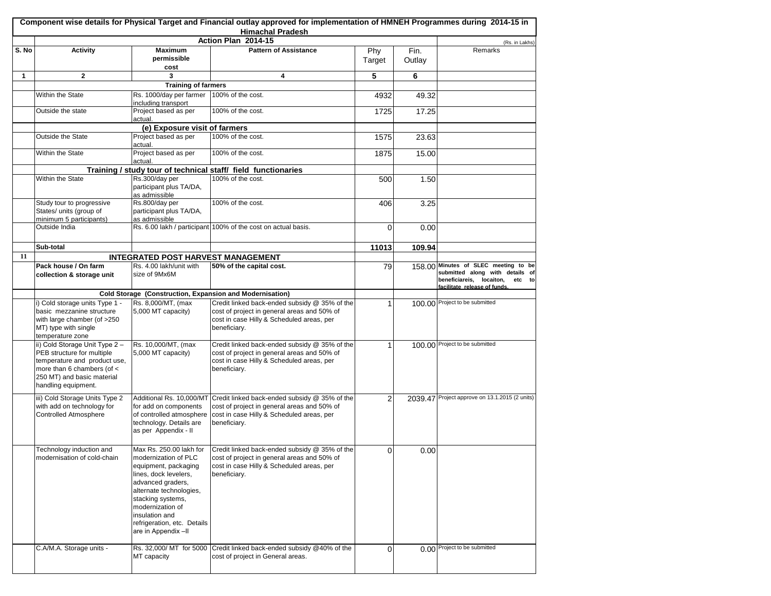## Component wise details for Physical Target and Financial outlay approved for implementation of HMNEH Programmes during 2014-15 in Himachal Pradesh

| | Action Plan 2014-15 | | | | | (Rs. in Lakhs) |
|---|---|---|---|---|---|---|
| S. No | Activity | Maximum permissible cost | Pattern of Assistance | Phy Target | Fin. Outlay | Remarks |
| 1 | 2 | 3 | 4 | 5 | 6 | |
| | | **Training of farmers** | | | | |
| | Within the State | Rs. 1000/day per farmer including transport | 100% of the cost. | 4932 | 49.32 | |
| | Outside the state | Project based as per actual. | 100% of the cost. | 1725 | 17.25 | |
| | | **(e) Exposure visit of farmers** | | | | |
| | Outside the State | Project based as per actual. | 100% of the cost. | 1575 | 23.63 | |
| | Within the State | Project based as per actual. | 100% of the cost. | 1875 | 15.00 | |
| | | **Training / study tour of technical staff/ field functionaries** | | | | |
| | Within the State | Rs.300/day per participant plus TA/DA, as admissible | 100% of the cost. | 500 | 1.50 | |
| | Study tour to progressive States/ units (group of minimum 5 participants) | Rs.800/day per participant plus TA/DA, as admissible | 100% of the cost. | 406 | 3.25 | |
| | Outside India | Rs. 6.00 lakh / participant | 100% of the cost on actual basis. | 0 | 0.00 | |
| | **Sub-total** | | | **11013** | **109.94** | |
| **11** | | **INTEGRATED POST HARVEST MANAGEMENT** | | | | |
| | **Pack house / On farm collection & storage unit** | Rs. 4.00 lakh/unit with size of 9Mx6M | **50% of the capital cost.** | 79 | 158.00 | **Minutes of SLEC meeting to be submitted along with details of beneficiareis, locaiton, etc to facilitate release of funds.** |
| | | **Cold Storage (Construction, Expansion and Modernisation)** | | | | |
| | i) Cold storage units Type 1 - basic mezzanine structure with large chamber (of >250 MT) type with single temperature zone | Rs. 8,000/MT, (max 5,000 MT capacity) | Credit linked back-ended subsidy @ 35% of the cost of project in general areas and 50% of cost in case Hilly & Scheduled areas, per beneficiary. | 1 | 100.00 | Project to be submitted |
| | ii) Cold Storage Unit Type 2 – PEB structure for multiple temperature and product use, more than 6 chambers (of < 250 MT) and basic material handling equipment. | Rs. 10,000/MT, (max 5,000 MT capacity) | Credit linked back-ended subsidy @ 35% of the cost of project in general areas and 50% of cost in case Hilly & Scheduled areas, per beneficiary. | 1 | 100.00 | Project to be submitted |
| | iii) Cold Storage Units Type 2 with add on technology for Controlled Atmosphere | Additional Rs. 10,000/MT for add on components of controlled atmosphere technology. Details are as per Appendix - II | Credit linked back-ended subsidy @ 35% of the cost of project in general areas and 50% of cost in case Hilly & Scheduled areas, per beneficiary. | 2 | 2039.47 | Project approve on 13.1.2015 (2 units) |
| | Technology induction and modernisation of cold-chain | Max Rs. 250.00 lakh for modernization of PLC equipment, packaging lines, dock levelers, advanced graders, alternate technologies, stacking systems, modernization of insulation and refrigeration, etc. Details are in Appendix –II | Credit linked back-ended subsidy @ 35% of the cost of project in general areas and 50% of cost in case Hilly & Scheduled areas, per beneficiary. | 0 | 0.00 | |
| | C.A/M.A. Storage units - | Rs. 32,000/ MT for 5000 MT capacity | Credit linked back-ended subsidy @40% of the cost of project in General areas. | 0 | 0.00 | Project to be submitted |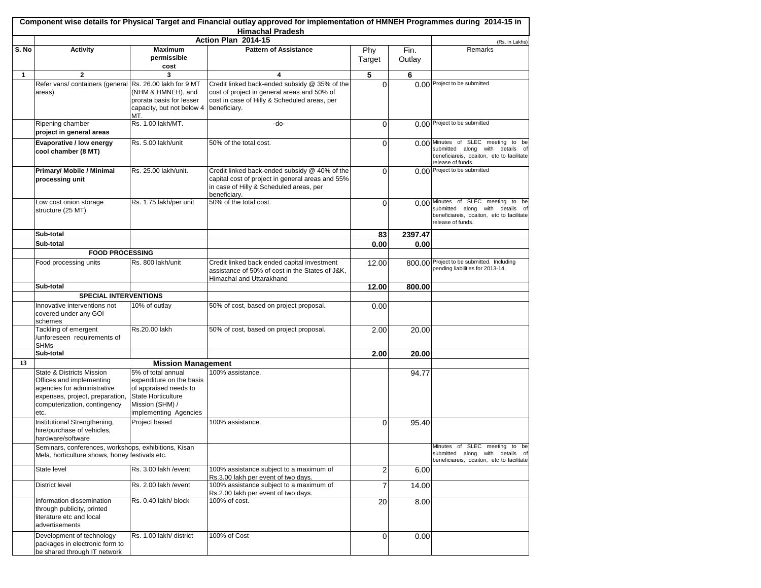**Component wise details for Physical Target and Financial outlay approved for implementation of HMNEH Programmes during 2014-15 in Himachal Pradesh**

**Action Plan 2014-15**

(Rs. in Lakhs)

| S. No | Activity | Maximum permissible cost | Pattern of Assistance | Phy Target | Fin. Outlay | Remarks |
|---|---|---|---|---|---|---|
| 1 | 2 | 3 | 4 | 5 | 6 | |
| | Refer vans/ containers (general areas) | Rs. 26.00 lakh for 9 MT (NHM & HMNEH), and prorata basis for lesser capacity, but not below 4 MT. | Credit linked back-ended subsidy @ 35% of the cost of project in general areas and 50% of cost in case of Hilly & Scheduled areas, per beneficiary. | 0 | 0.00 | Project to be submitted |
| | Ripening chamber **project in general areas** | Rs. 1.00 lakh/MT. | -do- | 0 | 0.00 | Project to be submitted |
| | **Evaporative / low energy cool chamber (8 MT)** | Rs. 5.00 lakh/unit | 50% of the total cost. | 0 | 0.00 | Minutes of SLEC meeting to be submitted along with details of beneficiareis, locaiton, etc to facilitate release of funds. |
| | **Primary/ Mobile / Minimal processing unit** | Rs. 25.00 lakh/unit. | Credit linked back-ended subsidy @ 40% of the capital cost of project in general areas and 55% in case of Hilly & Scheduled areas, per beneficiary. | 0 | 0.00 | Project to be submitted |
| | Low cost onion storage structure (25 MT) | Rs. 1.75 lakh/per unit | 50% of the total cost. | 0 | 0.00 | Minutes of SLEC meeting to be submitted along with details of beneficiareis, locaiton, etc to facilitate release of funds. |
| | **Sub-total** | | | **83** | **2397.47** | |
| | **Sub-total** | | | **0.00** | **0.00** | |
| | **FOOD PROCESSING** | | | | | |
| | Food processing units | Rs. 800 lakh/unit | Credit linked back ended capital investment assistance of 50% of cost in the States of J&K, Himachal and Uttarakhand | 12.00 | 800.00 | Project to be submitted. Including pending liabilities for 2013-14. |
| | **Sub-total** | | | **12.00** | **800.00** | |
| | **SPECIAL INTERVENTIONS** | | | | | |
| | Innovative interventions not covered under any GOI schemes | 10% of outlay | 50% of cost, based on project proposal. | 0.00 | | |
| | Tackling of emergent /unforeseen requirements of SHMs | Rs.20.00 lakh | 50% of cost, based on project proposal. | 2.00 | 20.00 | |
| | **Sub-total** | | | **2.00** | **20.00** | |
| **13** | **Mission Management** | | | | | |
| | State & Districts Mission Offices and implementing agencies for administrative expenses, project, preparation, computerization, contingency etc. | 5% of total annual expenditure on the basis of appraised needs to State Horticulture Mission (SHM) / implementing Agencies | 100% assistance. | | 94.77 | |
| | Institutional Strengthening, hire/purchase of vehicles, hardware/software | Project based | 100% assistance. | 0 | 95.40 | |
| | Seminars, conferences, workshops, exhibitions, Kisan Mela, horticulture shows, honey festivals etc. | | | | | Minutes of SLEC meeting to be submitted along with details of beneficiareis, locaiton, etc to facilitate |
| | State level | Rs. 3.00 lakh /event | 100% assistance subject to a maximum of Rs.3.00 lakh per event of two days. | 2 | 6.00 | |
| | District level | Rs. 2.00 lakh /event | 100% assistance subject to a maximum of Rs.2.00 lakh per event of two days. | 7 | 14.00 | |
| | Information dissemination through publicity, printed literature etc and local advertisements | Rs. 0.40 lakh/ block | 100% of cost. | 20 | 8.00 | |
| | Development of technology packages in electronic form to be shared through IT network | Rs. 1.00 lakh/ district | 100% of Cost | 0 | 0.00 | |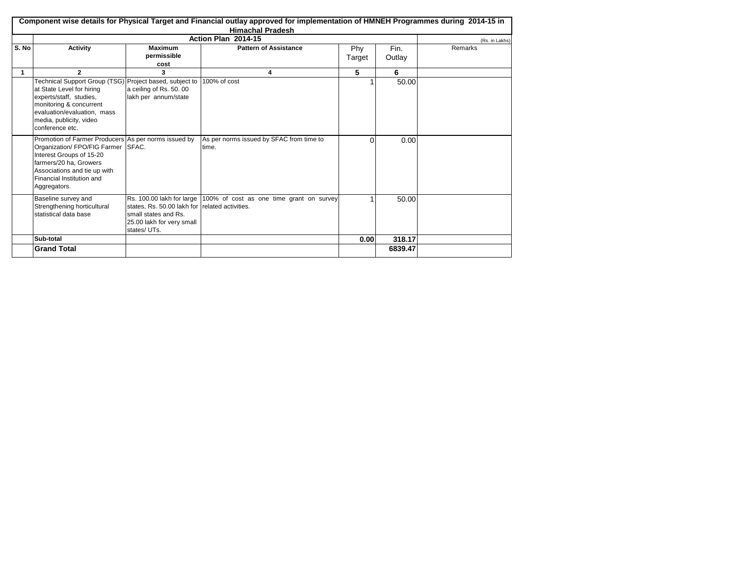**Component wise details for Physical Target and Financial outlay approved for implementation of HMNEH Programmes during 2014-15 in Himachal Pradesh**

**Action Plan 2014-15**

(Rs. in Lakhs)

| S. No | Activity | Maximum permissible cost | Pattern of Assistance | Phy Target | Fin. Outlay | Remarks |
|---|---|---|---|---|---|---|
| 1 | 2 | 3 | 4 | 5 | 6 | |
| | Technical Support Group (TSG) at State Level for hiring experts/staff, studies, monitoring & concurrent evaluation/evaluation, mass media, publicity, video conference etc. | Project based, subject to a ceiling of Rs. 50. 00 lakh per annum/state | 100% of cost | 1 | 50.00 | |
| | Promotion of Farmer Producers Organization/ FPO/FIG Farmer Interest Groups of 15-20 farmers/20 ha, Growers Associations and tie up with Financial Institution and Aggregators. | As per norms issued by SFAC. | As per norms issued by SFAC from time to time. | 0 | 0.00 | |
| | Baseline survey and Strengthening horticultural statistical data base | Rs. 100.00 lakh for large states, Rs. 50.00 lakh for small states and Rs. 25.00 lakh for very small states/ UTs. | 100% of cost as one time grant on survey related activities. | 1 | 50.00 | |
| | **Sub-total** | | | **0.00** | **318.17** | |
| | **Grand Total** | | | | **6839.47** | |